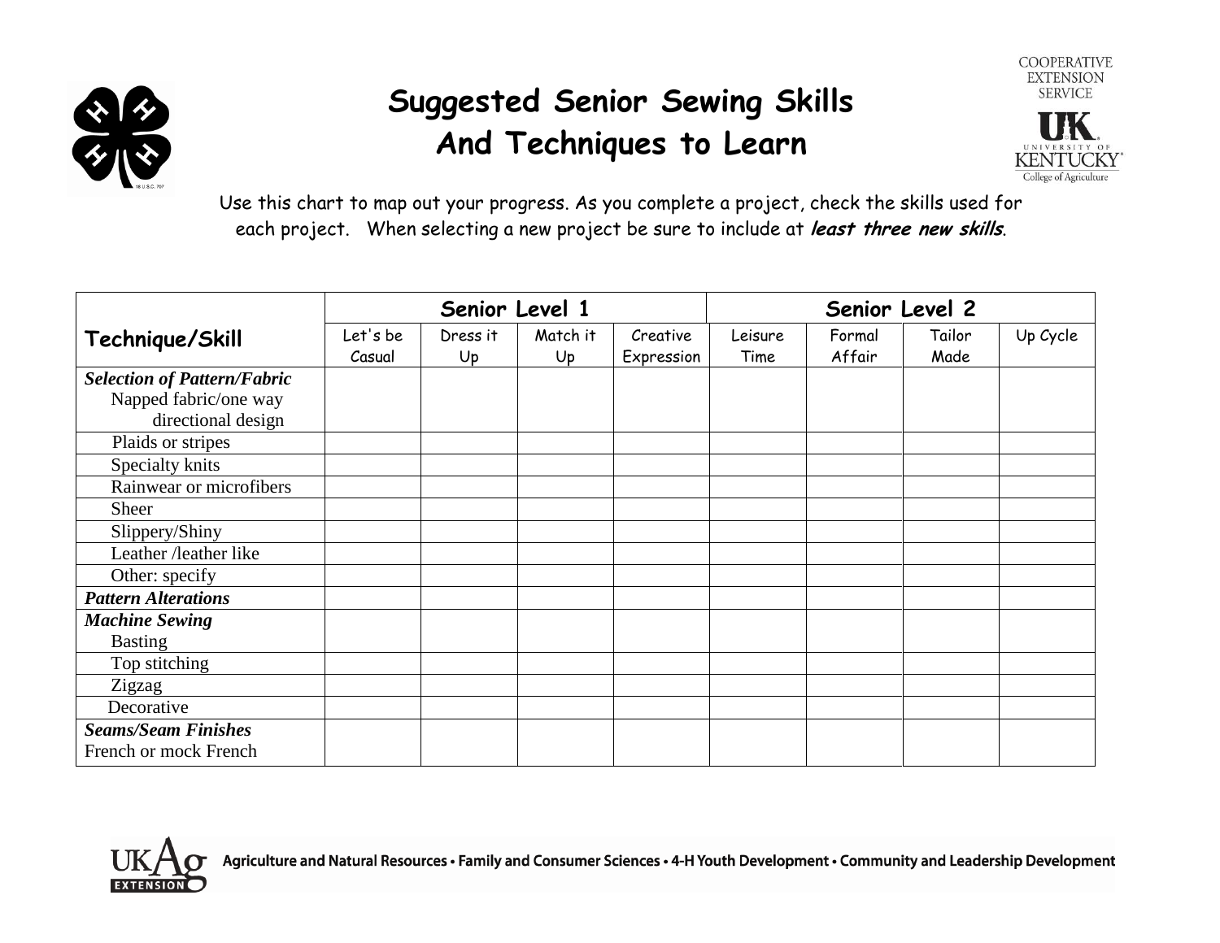# Suggested Senior Sewing Skills And Techniques to Learn

COOPERATIVE EXTENSION SERVICE
UK UNIVERSITY OF KENTUCKY College of Agriculture

Use this chart to map out your progress. As you complete a project, check the skills used for each project. When selecting a new project be sure to include at ***least three new skills***.

| Technique/Skill | Senior Level 1 | | | | Senior Level 2 | | | |
|---|---|---|---|---|---|---|---|---|
| | Let's be Casual | Dress it Up | Match it Up | Creative Expression | Leisure Time | Formal Affair | Tailor Made | Up Cycle |
| ***Selection of Pattern/Fabric*** Napped fabric/one way directional design | | | | | | | | |
| Plaids or stripes | | | | | | | | |
| Specialty knits | | | | | | | | |
| Rainwear or microfibers | | | | | | | | |
| Sheer | | | | | | | | |
| Slippery/Shiny | | | | | | | | |
| Leather /leather like | | | | | | | | |
| Other: specify | | | | | | | | |
| ***Pattern Alterations*** | | | | | | | | |
| ***Machine Sewing*** Basting | | | | | | | | |
| Top stitching | | | | | | | | |
| Zigzag | | | | | | | | |
| Decorative | | | | | | | | |
| ***Seams/Seam Finishes*** French or mock French | | | | | | | | |

UKAg EXTENSION — Agriculture and Natural Resources • Family and Consumer Sciences • 4-H Youth Development • Community and Leadership Development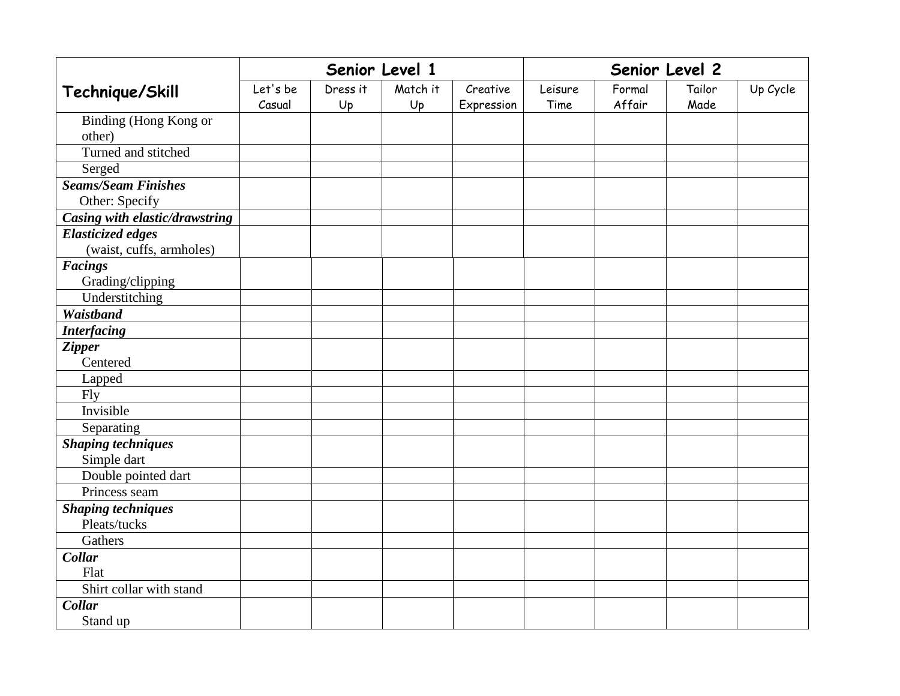| Technique/Skill | Senior Level 1 | | | | Senior Level 2 | | | |
|---|---|---|---|---|---|---|---|---|
| | Let's be Casual | Dress it Up | Match it Up | Creative Expression | Leisure Time | Formal Affair | Tailor Made | Up Cycle |
| Binding (Hong Kong or other) | | | | | | | | |
| Turned and stitched | | | | | | | | |
| Serged | | | | | | | | |
| ***Seams/Seam Finishes*** Other: Specify | | | | | | | | |
| ***Casing with elastic/drawstring*** | | | | | | | | |
| ***Elasticized edges*** (waist, cuffs, armholes) | | | | | | | | |
| ***Facings*** Grading/clipping | | | | | | | | |
| Understitching | | | | | | | | |
| ***Waistband*** | | | | | | | | |
| ***Interfacing*** | | | | | | | | |
| ***Zipper*** Centered | | | | | | | | |
| Lapped | | | | | | | | |
| Fly | | | | | | | | |
| Invisible | | | | | | | | |
| Separating | | | | | | | | |
| ***Shaping techniques*** Simple dart | | | | | | | | |
| Double pointed dart | | | | | | | | |
| Princess seam | | | | | | | | |
| ***Shaping techniques*** Pleats/tucks | | | | | | | | |
| Gathers | | | | | | | | |
| ***Collar*** Flat | | | | | | | | |
| Shirt collar with stand | | | | | | | | |
| ***Collar*** Stand up | | | | | | | | |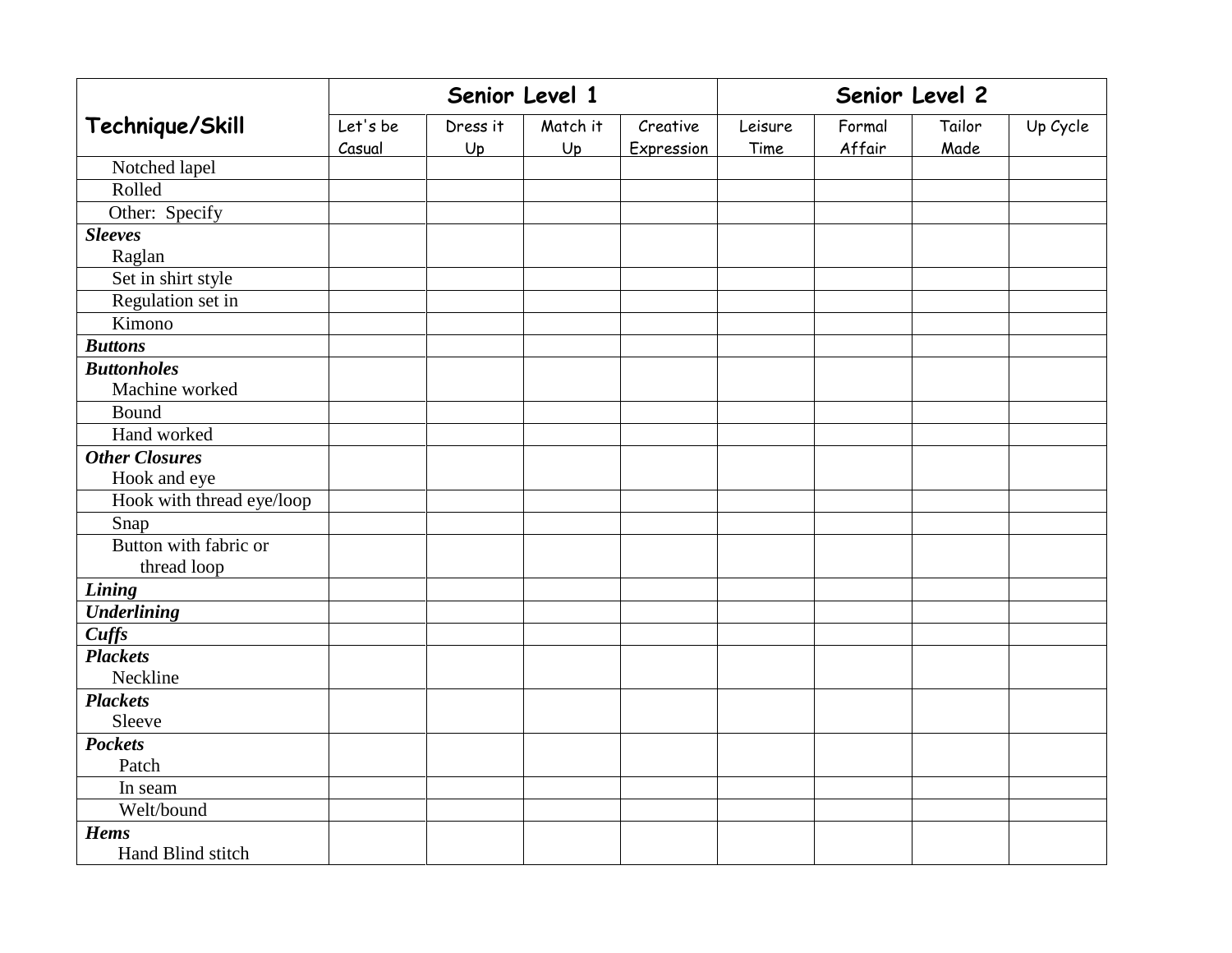| Technique/Skill | Senior Level 1 | | | | Senior Level 2 | | | |
|---|---|---|---|---|---|---|---|---|
| | Let's be Casual | Dress it Up | Match it Up | Creative Expression | Leisure Time | Formal Affair | Tailor Made | Up Cycle |
| Notched lapel | | | | | | | | |
| Rolled | | | | | | | | |
| Other: Specify | | | | | | | | |
| ***Sleeves*** Raglan | | | | | | | | |
| Set in shirt style | | | | | | | | |
| Regulation set in | | | | | | | | |
| Kimono | | | | | | | | |
| ***Buttons*** | | | | | | | | |
| ***Buttonholes*** Machine worked | | | | | | | | |
| Bound | | | | | | | | |
| Hand worked | | | | | | | | |
| ***Other Closures*** Hook and eye | | | | | | | | |
| Hook with thread eye/loop | | | | | | | | |
| Snap | | | | | | | | |
| Button with fabric or thread loop | | | | | | | | |
| ***Lining*** | | | | | | | | |
| ***Underlining*** | | | | | | | | |
| ***Cuffs*** | | | | | | | | |
| ***Plackets*** Neckline | | | | | | | | |
| ***Plackets*** Sleeve | | | | | | | | |
| ***Pockets*** Patch | | | | | | | | |
| In seam | | | | | | | | |
| Welt/bound | | | | | | | | |
| ***Hems*** Hand Blind stitch | | | | | | | | |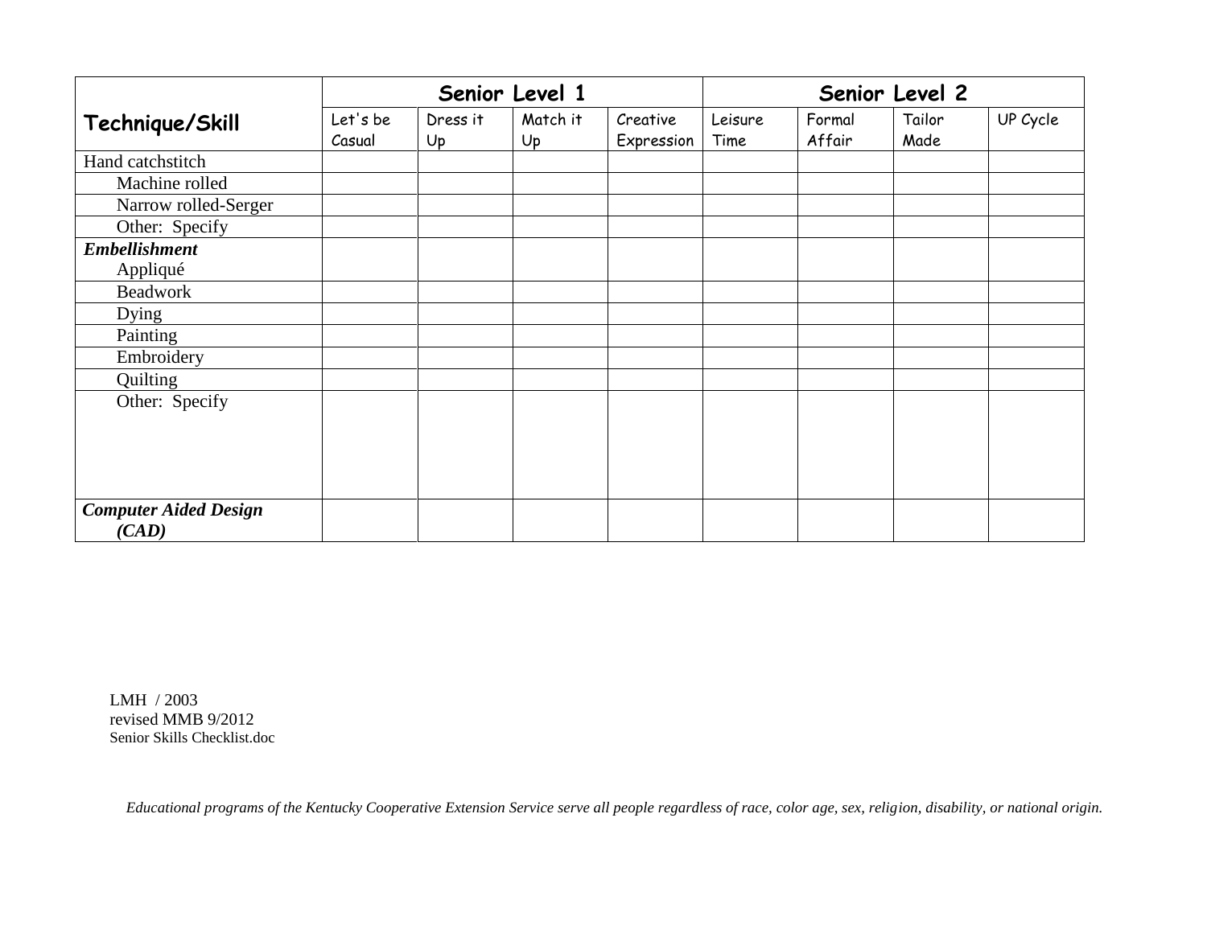| Technique/Skill | Senior Level 1 | | | | Senior Level 2 | | | |
|---|---|---|---|---|---|---|---|---|
| | Let's be Casual | Dress it Up | Match it Up | Creative Expression | Leisure Time | Formal Affair | Tailor Made | UP Cycle |
| Hand catchstitch | | | | | | | | |
| Machine rolled | | | | | | | | |
| Narrow rolled-Serger | | | | | | | | |
| Other: Specify | | | | | | | | |
| ***Embellishment*** Appliqué | | | | | | | | |
| Beadwork | | | | | | | | |
| Dying | | | | | | | | |
| Painting | | | | | | | | |
| Embroidery | | | | | | | | |
| Quilting | | | | | | | | |
| Other: Specify | | | | | | | | |
| ***Computer Aided Design (CAD)*** | | | | | | | | |

LMH / 2003
revised MMB 9/2012
Senior Skills Checklist.doc

*Educational programs of the Kentucky Cooperative Extension Service serve all people regardless of race, color age, sex, religion, disability, or national origin.*